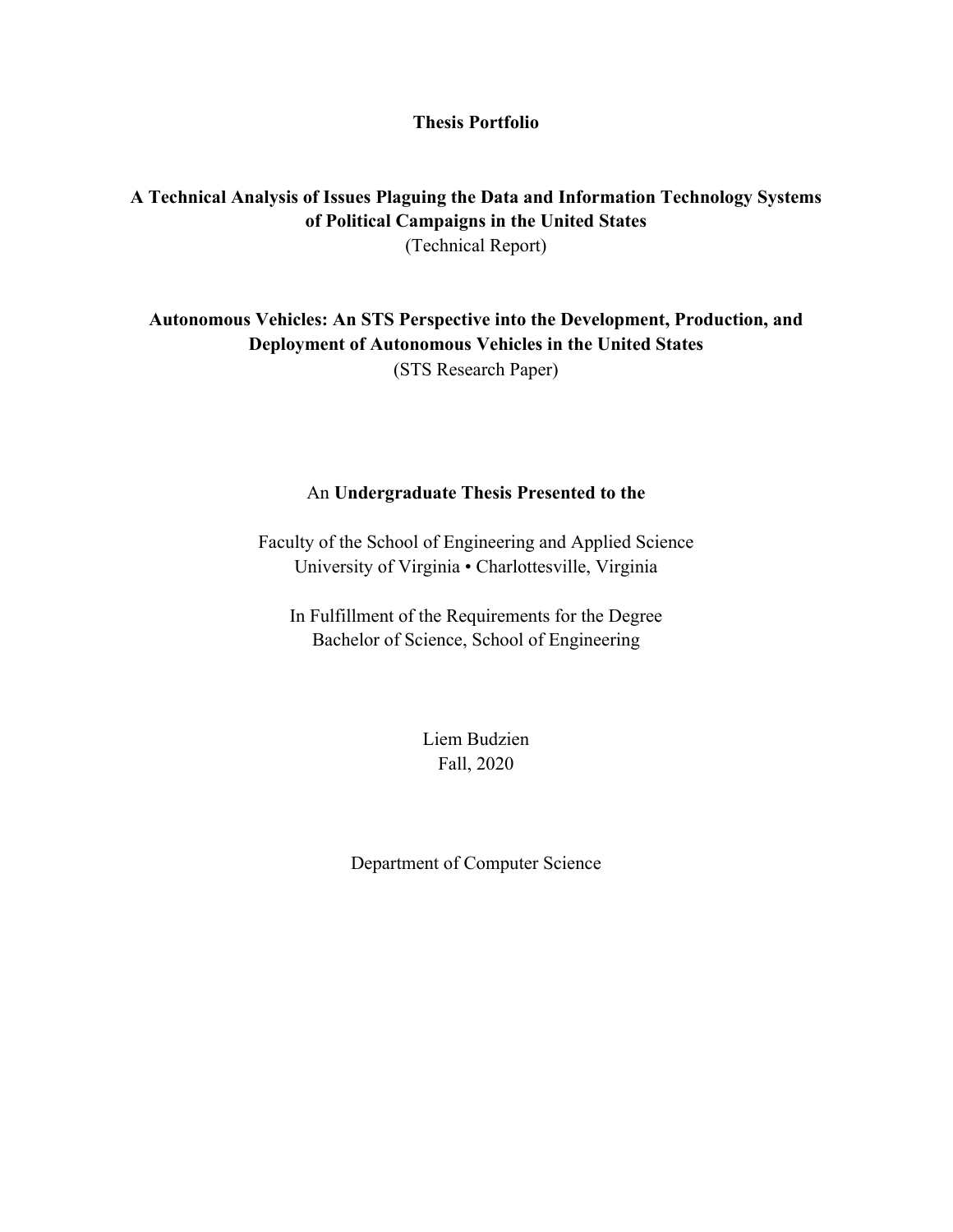# Thesis Portfolio

## A Technical Analysis of Issues Plaguing the Data and Information Technology Systems of Political Campaigns in the United States

(Technical Report)

## Autonomous Vehicles: An STS Perspective into the Development, Production, and Deployment of Autonomous Vehicles in the United States

(STS Research Paper)

An **Undergraduate Thesis Presented to the**

Faculty of the School of Engineering and Applied Science
University of Virginia • Charlottesville, Virginia

In Fulfillment of the Requirements for the Degree
Bachelor of Science, School of Engineering

Liem Budzien
Fall, 2020

Department of Computer Science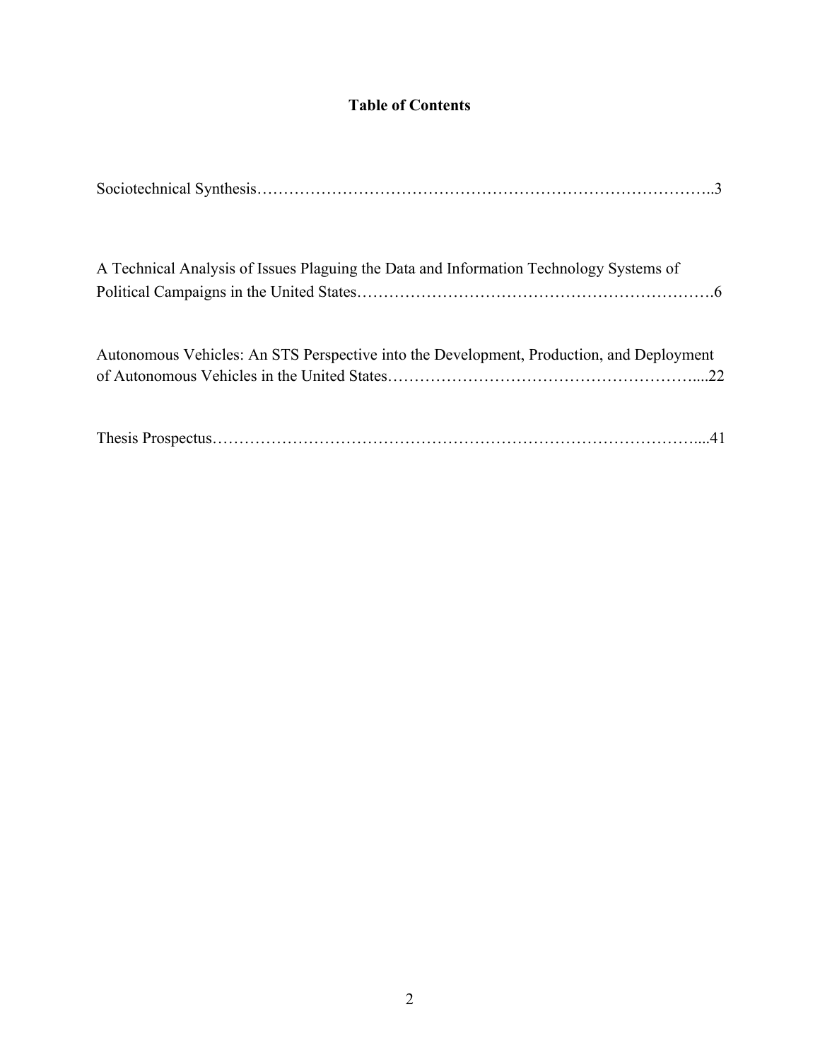## Table of Contents

Sociotechnical Synthesis……………………………………………………………………………..3

A Technical Analysis of Issues Plaguing the Data and Information Technology Systems of Political Campaigns in the United States………………………………………………………….6

Autonomous Vehicles: An STS Perspective into the Development, Production, and Deployment of Autonomous Vehicles in the United States…………………………………………………....22

Thesis Prospectus…………………………………………………………………………………....41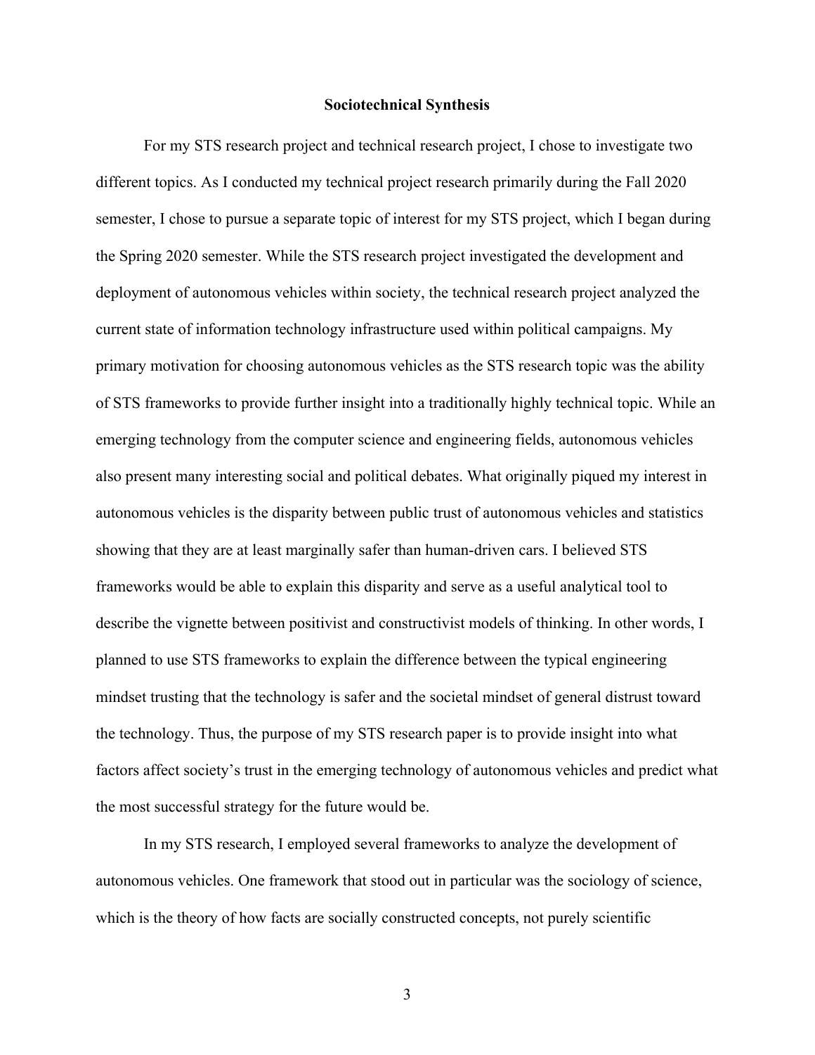# Sociotechnical Synthesis

For my STS research project and technical research project, I chose to investigate two different topics. As I conducted my technical project research primarily during the Fall 2020 semester, I chose to pursue a separate topic of interest for my STS project, which I began during the Spring 2020 semester. While the STS research project investigated the development and deployment of autonomous vehicles within society, the technical research project analyzed the current state of information technology infrastructure used within political campaigns. My primary motivation for choosing autonomous vehicles as the STS research topic was the ability of STS frameworks to provide further insight into a traditionally highly technical topic. While an emerging technology from the computer science and engineering fields, autonomous vehicles also present many interesting social and political debates. What originally piqued my interest in autonomous vehicles is the disparity between public trust of autonomous vehicles and statistics showing that they are at least marginally safer than human-driven cars. I believed STS frameworks would be able to explain this disparity and serve as a useful analytical tool to describe the vignette between positivist and constructivist models of thinking. In other words, I planned to use STS frameworks to explain the difference between the typical engineering mindset trusting that the technology is safer and the societal mindset of general distrust toward the technology. Thus, the purpose of my STS research paper is to provide insight into what factors affect society's trust in the emerging technology of autonomous vehicles and predict what the most successful strategy for the future would be.

In my STS research, I employed several frameworks to analyze the development of autonomous vehicles. One framework that stood out in particular was the sociology of science, which is the theory of how facts are socially constructed concepts, not purely scientific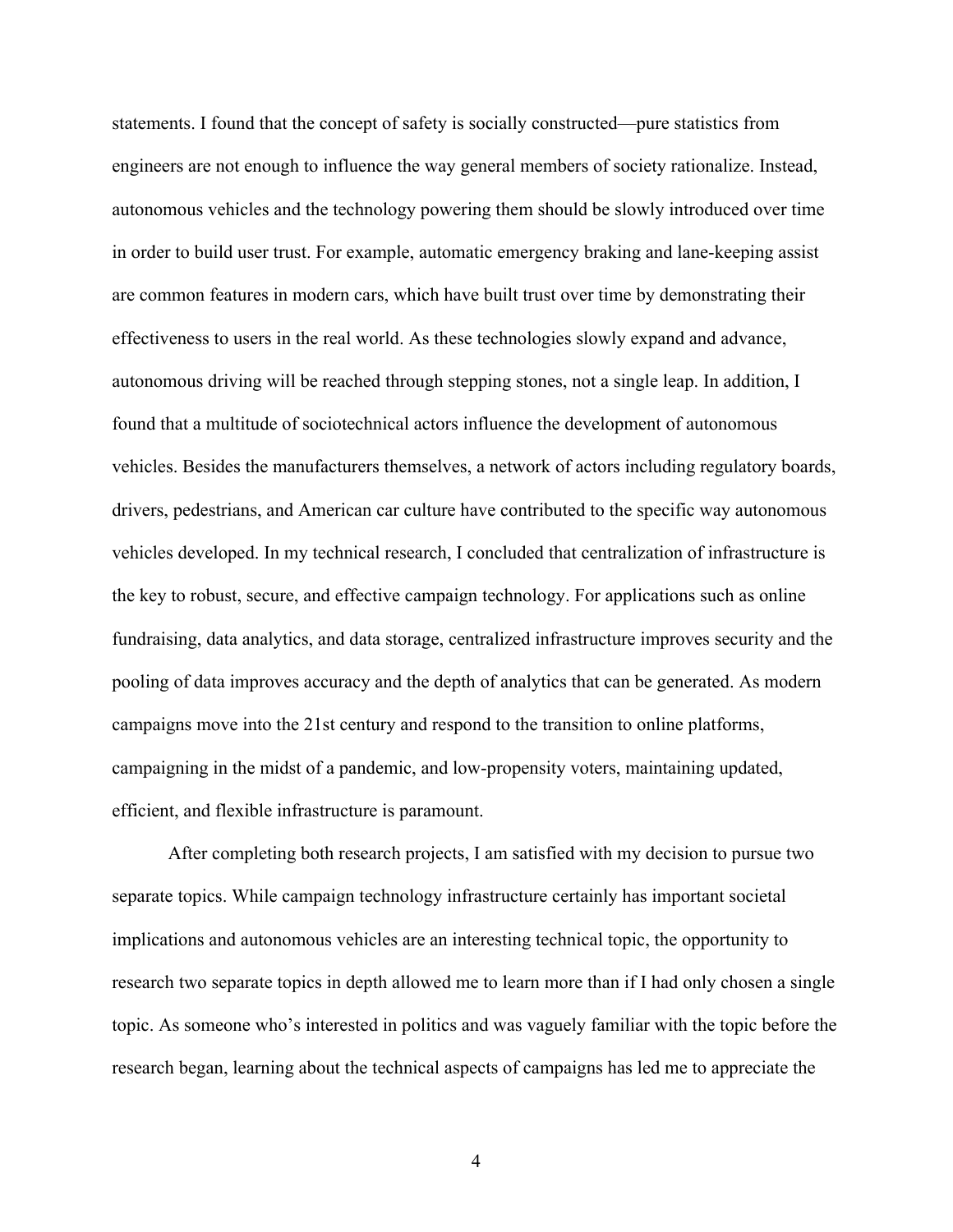statements. I found that the concept of safety is socially constructed—pure statistics from engineers are not enough to influence the way general members of society rationalize. Instead, autonomous vehicles and the technology powering them should be slowly introduced over time in order to build user trust. For example, automatic emergency braking and lane-keeping assist are common features in modern cars, which have built trust over time by demonstrating their effectiveness to users in the real world. As these technologies slowly expand and advance, autonomous driving will be reached through stepping stones, not a single leap. In addition, I found that a multitude of sociotechnical actors influence the development of autonomous vehicles. Besides the manufacturers themselves, a network of actors including regulatory boards, drivers, pedestrians, and American car culture have contributed to the specific way autonomous vehicles developed. In my technical research, I concluded that centralization of infrastructure is the key to robust, secure, and effective campaign technology. For applications such as online fundraising, data analytics, and data storage, centralized infrastructure improves security and the pooling of data improves accuracy and the depth of analytics that can be generated. As modern campaigns move into the 21st century and respond to the transition to online platforms, campaigning in the midst of a pandemic, and low-propensity voters, maintaining updated, efficient, and flexible infrastructure is paramount.

After completing both research projects, I am satisfied with my decision to pursue two separate topics. While campaign technology infrastructure certainly has important societal implications and autonomous vehicles are an interesting technical topic, the opportunity to research two separate topics in depth allowed me to learn more than if I had only chosen a single topic. As someone who's interested in politics and was vaguely familiar with the topic before the research began, learning about the technical aspects of campaigns has led me to appreciate the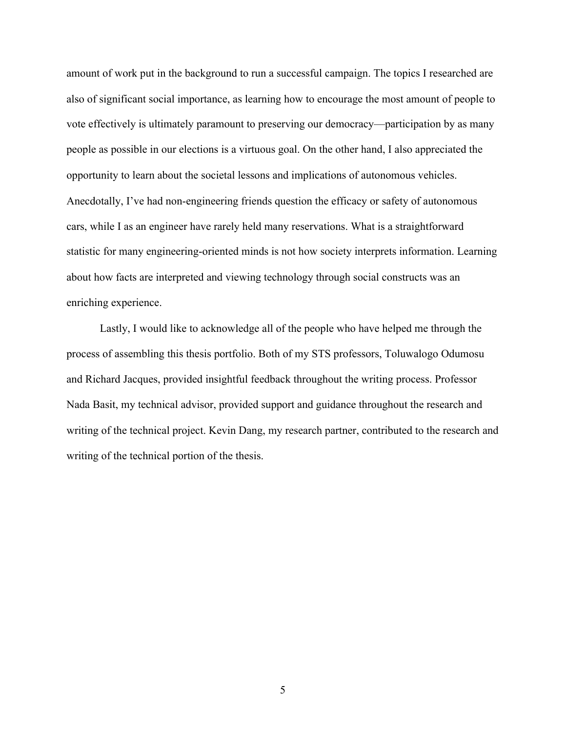amount of work put in the background to run a successful campaign. The topics I researched are also of significant social importance, as learning how to encourage the most amount of people to vote effectively is ultimately paramount to preserving our democracy—participation by as many people as possible in our elections is a virtuous goal. On the other hand, I also appreciated the opportunity to learn about the societal lessons and implications of autonomous vehicles. Anecdotally, I've had non-engineering friends question the efficacy or safety of autonomous cars, while I as an engineer have rarely held many reservations. What is a straightforward statistic for many engineering-oriented minds is not how society interprets information. Learning about how facts are interpreted and viewing technology through social constructs was an enriching experience.

Lastly, I would like to acknowledge all of the people who have helped me through the process of assembling this thesis portfolio. Both of my STS professors, Toluwalogo Odumosu and Richard Jacques, provided insightful feedback throughout the writing process. Professor Nada Basit, my technical advisor, provided support and guidance throughout the research and writing of the technical project. Kevin Dang, my research partner, contributed to the research and writing of the technical portion of the thesis.